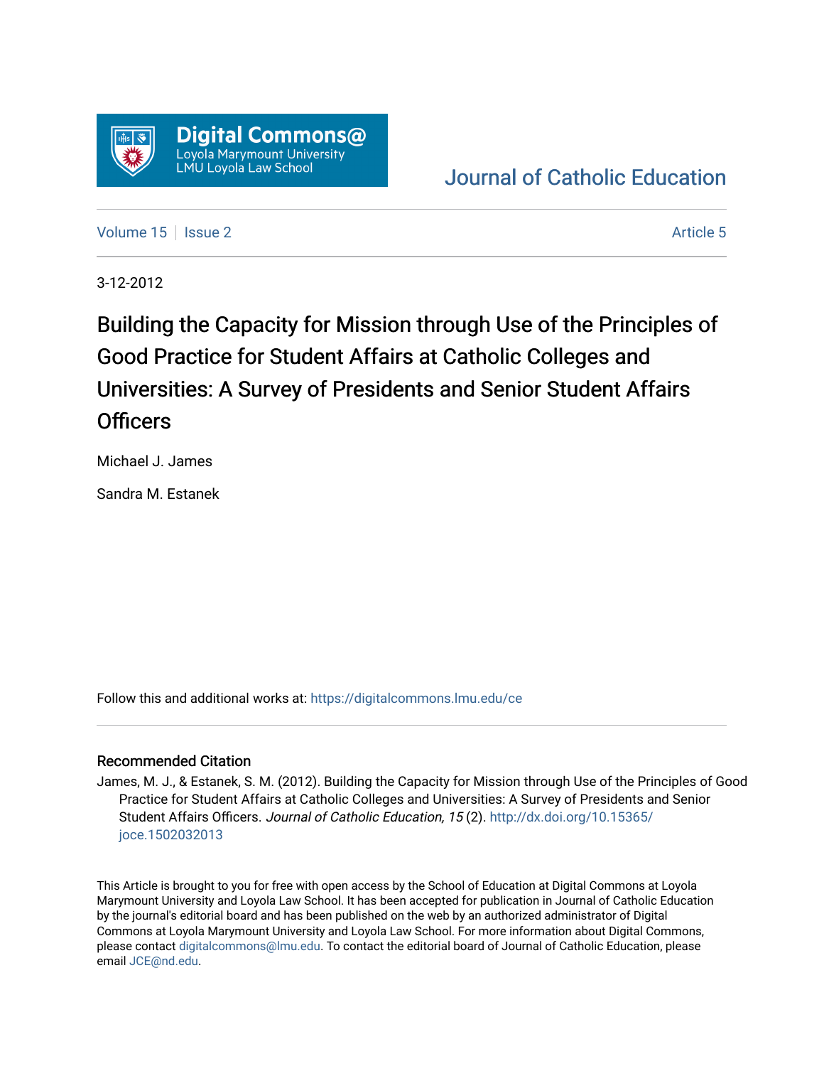Journal of Catholic Education

Volume 15 | Issue 2 | Article 5

3-12-2012

# Building the Capacity for Mission through Use of the Principles of Good Practice for Student Affairs at Catholic Colleges and Universities: A Survey of Presidents and Senior Student Affairs Officers

Michael J. James

Sandra M. Estanek

Follow this and additional works at: https://digitalcommons.lmu.edu/ce

## Recommended Citation

James, M. J., & Estanek, S. M. (2012). Building the Capacity for Mission through Use of the Principles of Good Practice for Student Affairs at Catholic Colleges and Universities: A Survey of Presidents and Senior Student Affairs Officers. *Journal of Catholic Education, 15* (2). http://dx.doi.org/10.15365/joce.1502032013

This Article is brought to you for free with open access by the School of Education at Digital Commons at Loyola Marymount University and Loyola Law School. It has been accepted for publication in Journal of Catholic Education by the journal's editorial board and has been published on the web by an authorized administrator of Digital Commons at Loyola Marymount University and Loyola Law School. For more information about Digital Commons, please contact digitalcommons@lmu.edu. To contact the editorial board of Journal of Catholic Education, please email JCE@nd.edu.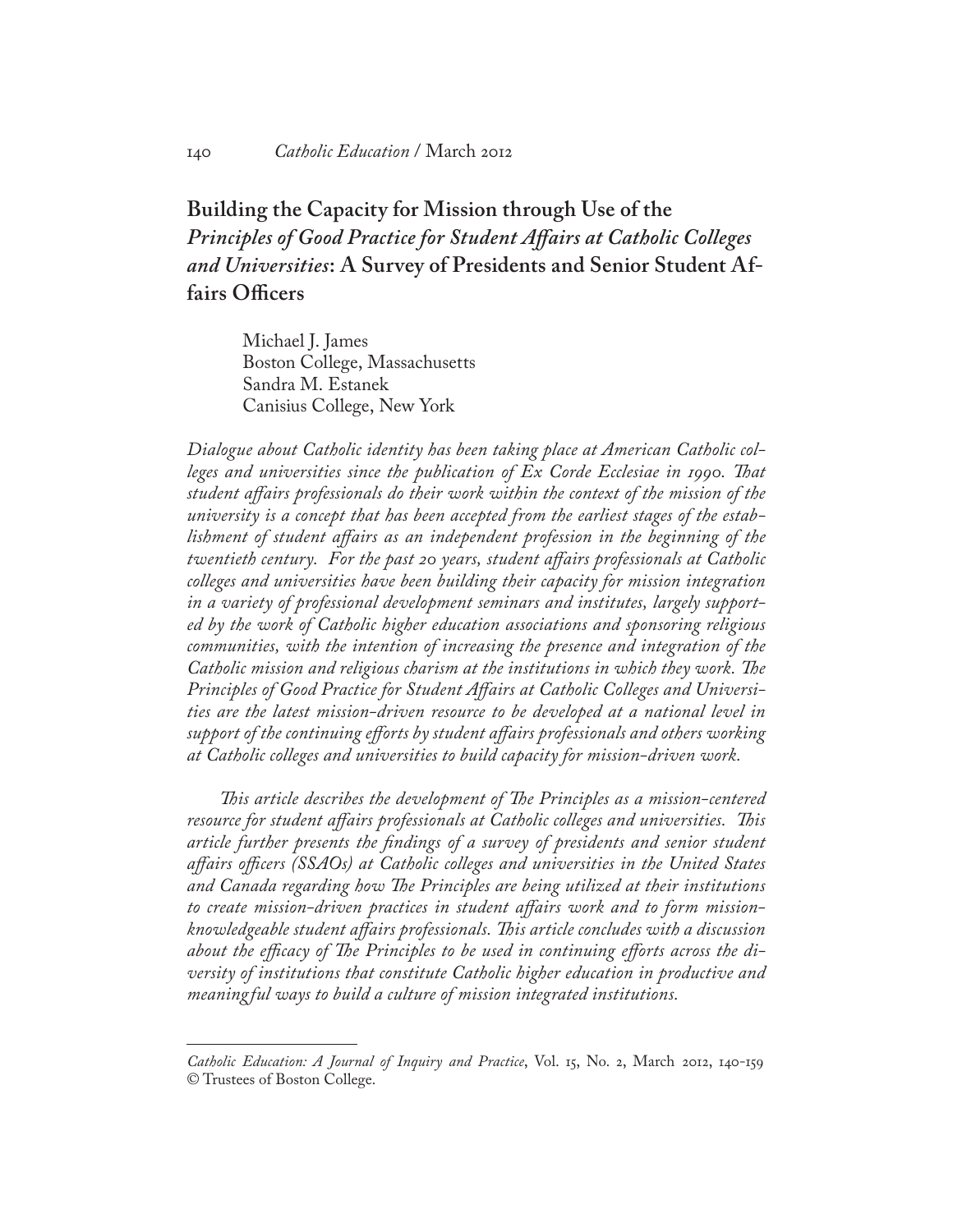# Building the Capacity for Mission through Use of the *Principles of Good Practice for Student Affairs at Catholic Colleges and Universities*: A Survey of Presidents and Senior Student Affairs Officers

Michael J. James
Boston College, Massachusetts
Sandra M. Estanek
Canisius College, New York

*Dialogue about Catholic identity has been taking place at American Catholic colleges and universities since the publication of Ex Corde Ecclesiae in 1990. That student affairs professionals do their work within the context of the mission of the university is a concept that has been accepted from the earliest stages of the establishment of student affairs as an independent profession in the beginning of the twentieth century. For the past 20 years, student affairs professionals at Catholic colleges and universities have been building their capacity for mission integration in a variety of professional development seminars and institutes, largely supported by the work of Catholic higher education associations and sponsoring religious communities, with the intention of increasing the presence and integration of the Catholic mission and religious charism at the institutions in which they work. The Principles of Good Practice for Student Affairs at Catholic Colleges and Universities are the latest mission-driven resource to be developed at a national level in support of the continuing efforts by student affairs professionals and others working at Catholic colleges and universities to build capacity for mission-driven work.*

*This article describes the development of The Principles as a mission-centered resource for student affairs professionals at Catholic colleges and universities. This article further presents the findings of a survey of presidents and senior student affairs officers (SSAOs) at Catholic colleges and universities in the United States and Canada regarding how The Principles are being utilized at their institutions to create mission-driven practices in student affairs work and to form mission-knowledgeable student affairs professionals. This article concludes with a discussion about the efficacy of The Principles to be used in continuing efforts across the diversity of institutions that constitute Catholic higher education in productive and meaningful ways to build a culture of mission integrated institutions.*

---

*Catholic Education: A Journal of Inquiry and Practice*, Vol. 15, No. 2, March 2012, 140-159
© Trustees of Boston College.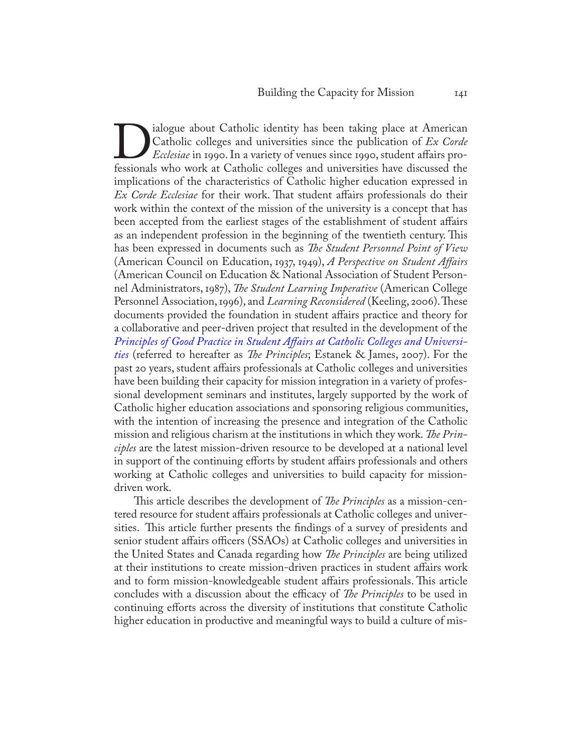Dialogue about Catholic identity has been taking place at American Catholic colleges and universities since the publication of *Ex Corde Ecclesiae* in 1990. In a variety of venues since 1990, student affairs professionals who work at Catholic colleges and universities have discussed the implications of the characteristics of Catholic higher education expressed in *Ex Corde Ecclesiae* for their work. That student affairs professionals do their work within the context of the mission of the university is a concept that has been accepted from the earliest stages of the establishment of student affairs as an independent profession in the beginning of the twentieth century. This has been expressed in documents such as *The Student Personnel Point of View* (American Council on Education, 1937, 1949), *A Perspective on Student Affairs* (American Council on Education & National Association of Student Personnel Administrators, 1987), *The Student Learning Imperative* (American College Personnel Association, 1996), and *Learning Reconsidered* (Keeling, 2006). These documents provided the foundation in student affairs practice and theory for a collaborative and peer-driven project that resulted in the development of the *Principles of Good Practice in Student Affairs at Catholic Colleges and Universities* (referred to hereafter as *The Principles*; Estanek & James, 2007). For the past 20 years, student affairs professionals at Catholic colleges and universities have been building their capacity for mission integration in a variety of professional development seminars and institutes, largely supported by the work of Catholic higher education associations and sponsoring religious communities, with the intention of increasing the presence and integration of the Catholic mission and religious charism at the institutions in which they work. *The Principles* are the latest mission-driven resource to be developed at a national level in support of the continuing efforts by student affairs professionals and others working at Catholic colleges and universities to build capacity for mission-driven work.

This article describes the development of *The Principles* as a mission-centered resource for student affairs professionals at Catholic colleges and universities. This article further presents the findings of a survey of presidents and senior student affairs officers (SSAOs) at Catholic colleges and universities in the United States and Canada regarding how *The Principles* are being utilized at their institutions to create mission-driven practices in student affairs work and to form mission-knowledgeable student affairs professionals. This article concludes with a discussion about the efficacy of *The Principles* to be used in continuing efforts across the diversity of institutions that constitute Catholic higher education in productive and meaningful ways to build a culture of mis-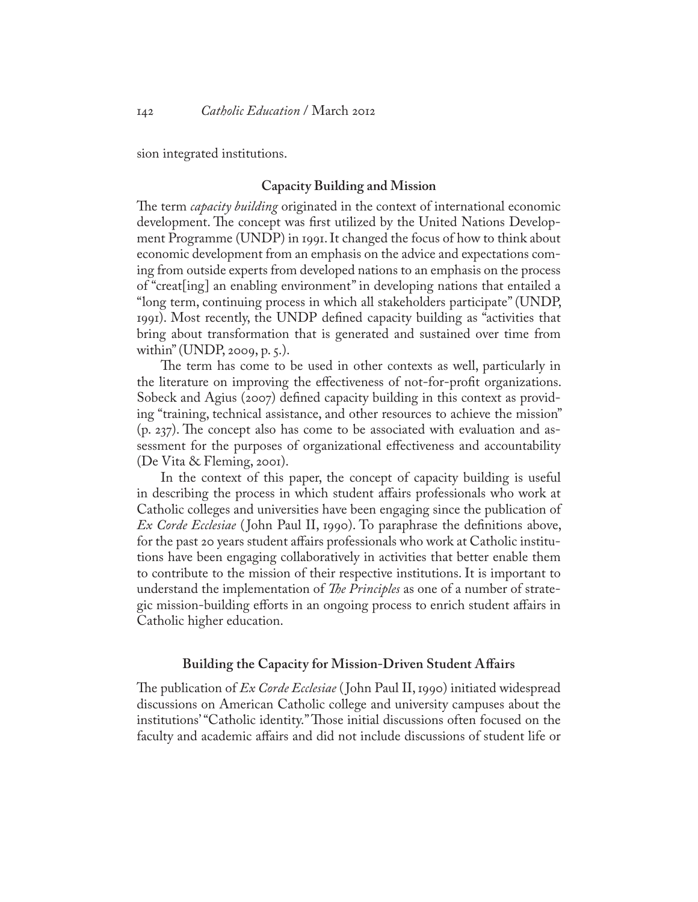sion integrated institutions.

## Capacity Building and Mission

The term *capacity building* originated in the context of international economic development. The concept was first utilized by the United Nations Development Programme (UNDP) in 1991. It changed the focus of how to think about economic development from an emphasis on the advice and expectations coming from outside experts from developed nations to an emphasis on the process of "creat[ing] an enabling environment" in developing nations that entailed a "long term, continuing process in which all stakeholders participate" (UNDP, 1991). Most recently, the UNDP defined capacity building as "activities that bring about transformation that is generated and sustained over time from within" (UNDP, 2009, p. 5.).

The term has come to be used in other contexts as well, particularly in the literature on improving the effectiveness of not-for-profit organizations. Sobeck and Agius (2007) defined capacity building in this context as providing "training, technical assistance, and other resources to achieve the mission" (p. 237). The concept also has come to be associated with evaluation and assessment for the purposes of organizational effectiveness and accountability (De Vita & Fleming, 2001).

In the context of this paper, the concept of capacity building is useful in describing the process in which student affairs professionals who work at Catholic colleges and universities have been engaging since the publication of *Ex Corde Ecclesiae* (John Paul II, 1990). To paraphrase the definitions above, for the past 20 years student affairs professionals who work at Catholic institutions have been engaging collaboratively in activities that better enable them to contribute to the mission of their respective institutions. It is important to understand the implementation of *The Principles* as one of a number of strategic mission-building efforts in an ongoing process to enrich student affairs in Catholic higher education.

## Building the Capacity for Mission-Driven Student Affairs

The publication of *Ex Corde Ecclesiae* (John Paul II, 1990) initiated widespread discussions on American Catholic college and university campuses about the institutions' "Catholic identity." Those initial discussions often focused on the faculty and academic affairs and did not include discussions of student life or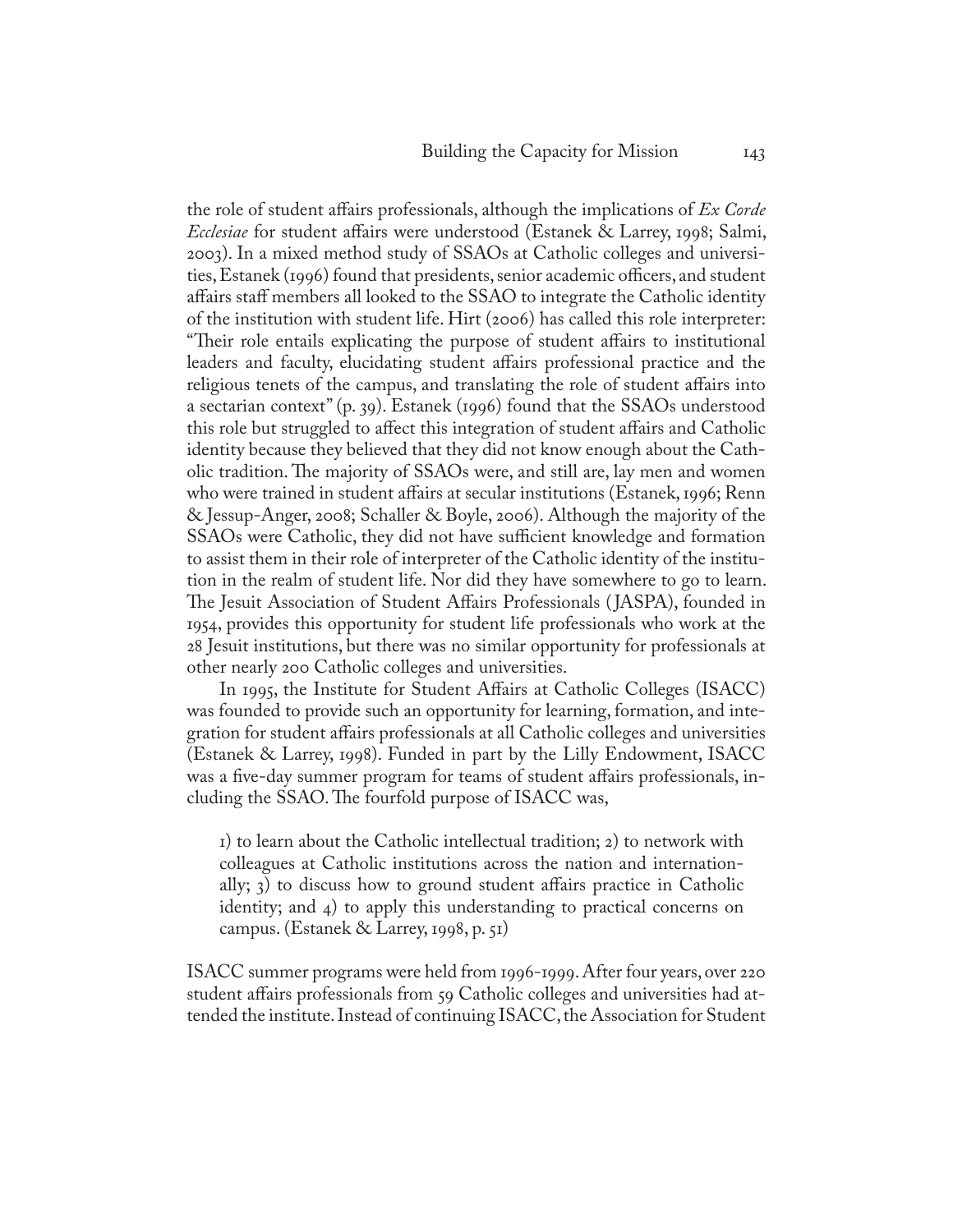the role of student affairs professionals, although the implications of *Ex Corde Ecclesiae* for student affairs were understood (Estanek & Larrey, 1998; Salmi, 2003). In a mixed method study of SSAOs at Catholic colleges and universities, Estanek (1996) found that presidents, senior academic officers, and student affairs staff members all looked to the SSAO to integrate the Catholic identity of the institution with student life. Hirt (2006) has called this role interpreter: "Their role entails explicating the purpose of student affairs to institutional leaders and faculty, elucidating student affairs professional practice and the religious tenets of the campus, and translating the role of student affairs into a sectarian context" (p. 39). Estanek (1996) found that the SSAOs understood this role but struggled to affect this integration of student affairs and Catholic identity because they believed that they did not know enough about the Catholic tradition. The majority of SSAOs were, and still are, lay men and women who were trained in student affairs at secular institutions (Estanek, 1996; Renn & Jessup-Anger, 2008; Schaller & Boyle, 2006). Although the majority of the SSAOs were Catholic, they did not have sufficient knowledge and formation to assist them in their role of interpreter of the Catholic identity of the institution in the realm of student life. Nor did they have somewhere to go to learn. The Jesuit Association of Student Affairs Professionals (JASPA), founded in 1954, provides this opportunity for student life professionals who work at the 28 Jesuit institutions, but there was no similar opportunity for professionals at other nearly 200 Catholic colleges and universities.

In 1995, the Institute for Student Affairs at Catholic Colleges (ISACC) was founded to provide such an opportunity for learning, formation, and integration for student affairs professionals at all Catholic colleges and universities (Estanek & Larrey, 1998). Funded in part by the Lilly Endowment, ISACC was a five-day summer program for teams of student affairs professionals, including the SSAO. The fourfold purpose of ISACC was,

> 1) to learn about the Catholic intellectual tradition; 2) to network with colleagues at Catholic institutions across the nation and internationally; 3) to discuss how to ground student affairs practice in Catholic identity; and 4) to apply this understanding to practical concerns on campus. (Estanek & Larrey, 1998, p. 51)

ISACC summer programs were held from 1996-1999. After four years, over 220 student affairs professionals from 59 Catholic colleges and universities had attended the institute. Instead of continuing ISACC, the Association for Student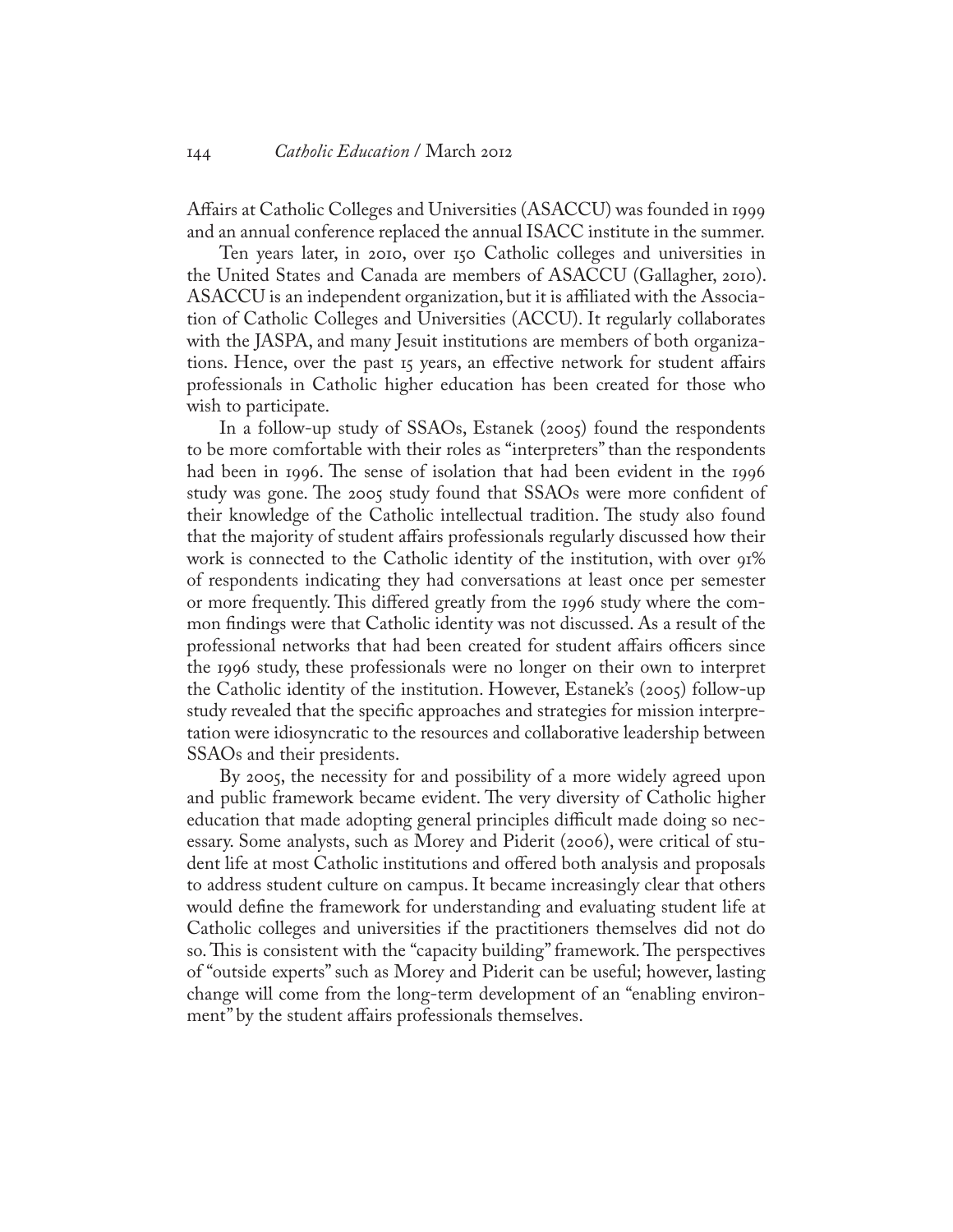Affairs at Catholic Colleges and Universities (ASACCU) was founded in 1999 and an annual conference replaced the annual ISACC institute in the summer.

Ten years later, in 2010, over 150 Catholic colleges and universities in the United States and Canada are members of ASACCU (Gallagher, 2010). ASACCU is an independent organization, but it is affiliated with the Association of Catholic Colleges and Universities (ACCU). It regularly collaborates with the JASPA, and many Jesuit institutions are members of both organizations. Hence, over the past 15 years, an effective network for student affairs professionals in Catholic higher education has been created for those who wish to participate.

In a follow-up study of SSAOs, Estanek (2005) found the respondents to be more comfortable with their roles as "interpreters" than the respondents had been in 1996. The sense of isolation that had been evident in the 1996 study was gone. The 2005 study found that SSAOs were more confident of their knowledge of the Catholic intellectual tradition. The study also found that the majority of student affairs professionals regularly discussed how their work is connected to the Catholic identity of the institution, with over 91% of respondents indicating they had conversations at least once per semester or more frequently. This differed greatly from the 1996 study where the common findings were that Catholic identity was not discussed. As a result of the professional networks that had been created for student affairs officers since the 1996 study, these professionals were no longer on their own to interpret the Catholic identity of the institution. However, Estanek's (2005) follow-up study revealed that the specific approaches and strategies for mission interpretation were idiosyncratic to the resources and collaborative leadership between SSAOs and their presidents.

By 2005, the necessity for and possibility of a more widely agreed upon and public framework became evident. The very diversity of Catholic higher education that made adopting general principles difficult made doing so necessary. Some analysts, such as Morey and Piderit (2006), were critical of student life at most Catholic institutions and offered both analysis and proposals to address student culture on campus. It became increasingly clear that others would define the framework for understanding and evaluating student life at Catholic colleges and universities if the practitioners themselves did not do so. This is consistent with the "capacity building" framework. The perspectives of "outside experts" such as Morey and Piderit can be useful; however, lasting change will come from the long-term development of an "enabling environment" by the student affairs professionals themselves.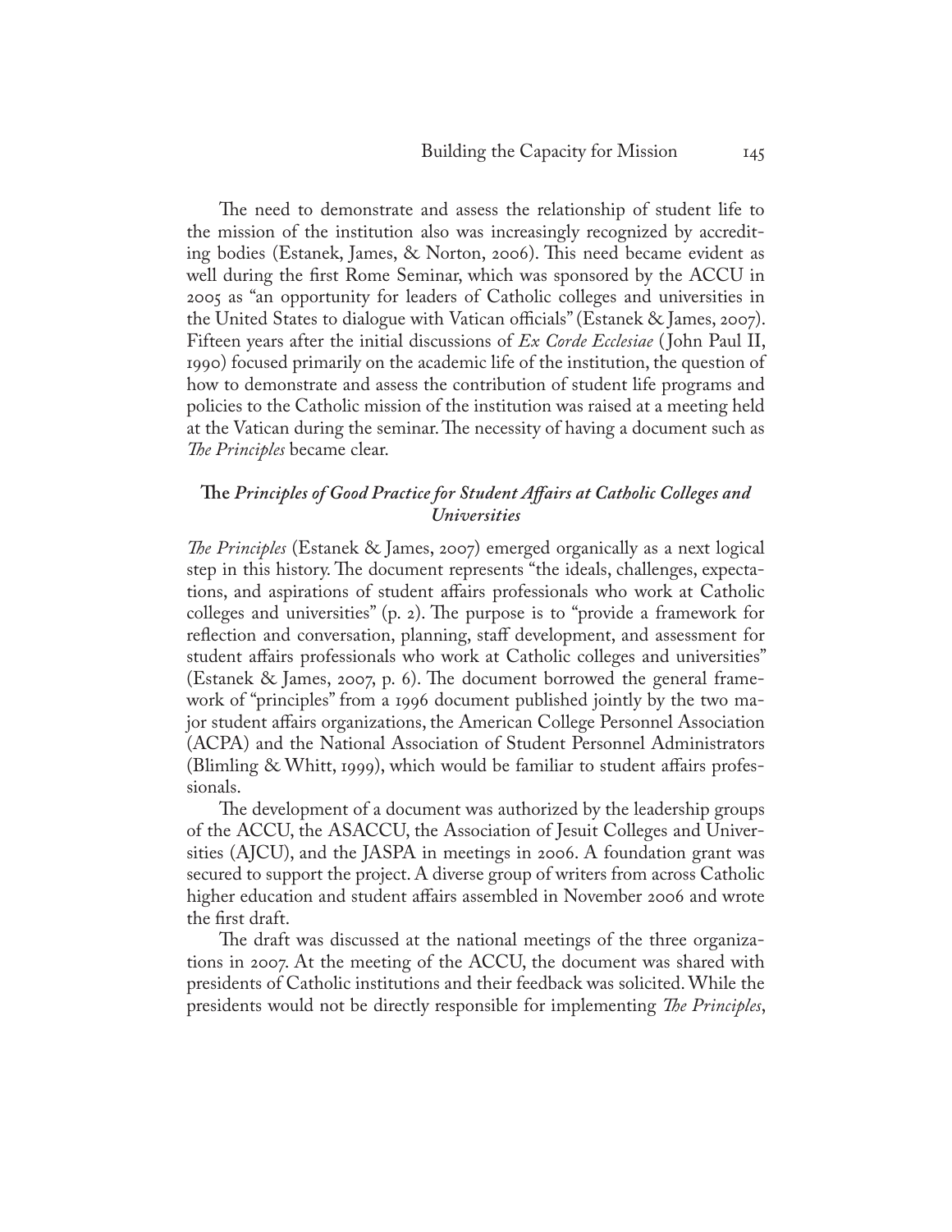The need to demonstrate and assess the relationship of student life to the mission of the institution also was increasingly recognized by accrediting bodies (Estanek, James, & Norton, 2006). This need became evident as well during the first Rome Seminar, which was sponsored by the ACCU in 2005 as "an opportunity for leaders of Catholic colleges and universities in the United States to dialogue with Vatican officials" (Estanek & James, 2007). Fifteen years after the initial discussions of *Ex Corde Ecclesiae* (John Paul II, 1990) focused primarily on the academic life of the institution, the question of how to demonstrate and assess the contribution of student life programs and policies to the Catholic mission of the institution was raised at a meeting held at the Vatican during the seminar. The necessity of having a document such as *The Principles* became clear.

## The *Principles of Good Practice for Student Affairs at Catholic Colleges and Universities*

*The Principles* (Estanek & James, 2007) emerged organically as a next logical step in this history. The document represents "the ideals, challenges, expectations, and aspirations of student affairs professionals who work at Catholic colleges and universities" (p. 2). The purpose is to "provide a framework for reflection and conversation, planning, staff development, and assessment for student affairs professionals who work at Catholic colleges and universities" (Estanek & James, 2007, p. 6). The document borrowed the general framework of "principles" from a 1996 document published jointly by the two major student affairs organizations, the American College Personnel Association (ACPA) and the National Association of Student Personnel Administrators (Blimling & Whitt, 1999), which would be familiar to student affairs professionals.

The development of a document was authorized by the leadership groups of the ACCU, the ASACCU, the Association of Jesuit Colleges and Universities (AJCU), and the JASPA in meetings in 2006. A foundation grant was secured to support the project. A diverse group of writers from across Catholic higher education and student affairs assembled in November 2006 and wrote the first draft.

The draft was discussed at the national meetings of the three organizations in 2007. At the meeting of the ACCU, the document was shared with presidents of Catholic institutions and their feedback was solicited. While the presidents would not be directly responsible for implementing *The Principles*,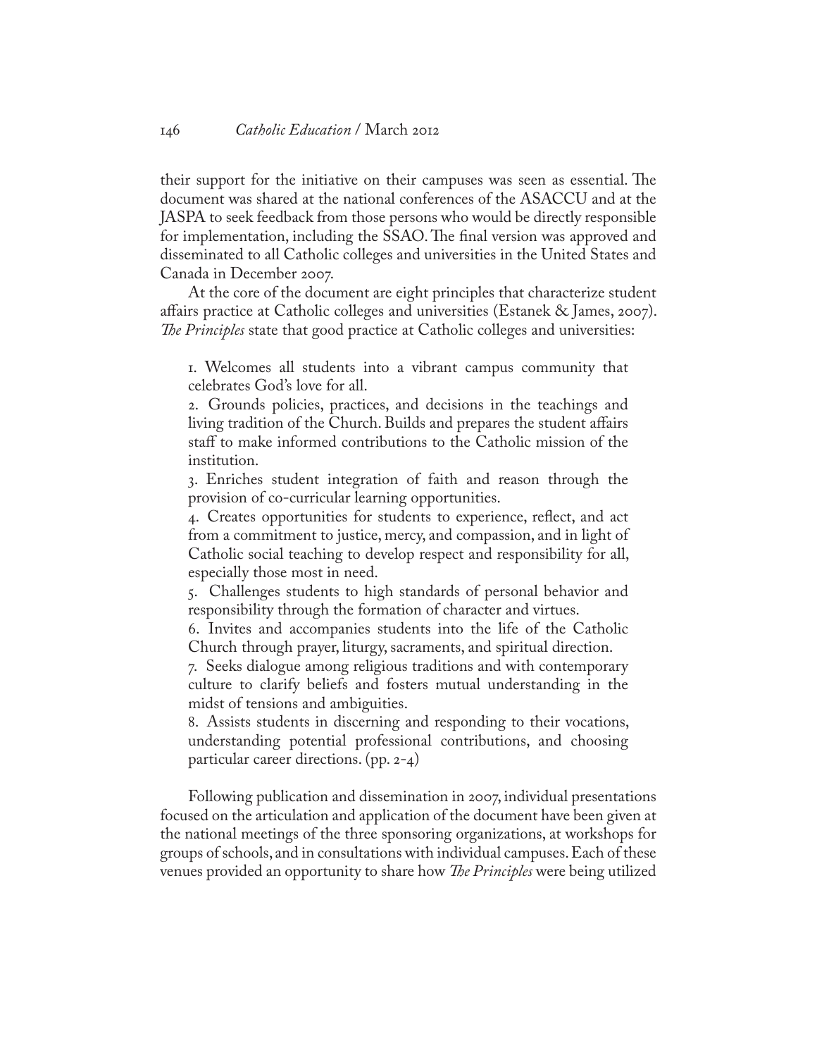their support for the initiative on their campuses was seen as essential. The document was shared at the national conferences of the ASACCU and at the JASPA to seek feedback from those persons who would be directly responsible for implementation, including the SSAO. The final version was approved and disseminated to all Catholic colleges and universities in the United States and Canada in December 2007.

At the core of the document are eight principles that characterize student affairs practice at Catholic colleges and universities (Estanek & James, 2007). *The Principles* state that good practice at Catholic colleges and universities:

> 1. Welcomes all students into a vibrant campus community that celebrates God's love for all.
> 2. Grounds policies, practices, and decisions in the teachings and living tradition of the Church. Builds and prepares the student affairs staff to make informed contributions to the Catholic mission of the institution.
> 3. Enriches student integration of faith and reason through the provision of co-curricular learning opportunities.
> 4. Creates opportunities for students to experience, reflect, and act from a commitment to justice, mercy, and compassion, and in light of Catholic social teaching to develop respect and responsibility for all, especially those most in need.
> 5. Challenges students to high standards of personal behavior and responsibility through the formation of character and virtues.
> 6. Invites and accompanies students into the life of the Catholic Church through prayer, liturgy, sacraments, and spiritual direction.
> 7. Seeks dialogue among religious traditions and with contemporary culture to clarify beliefs and fosters mutual understanding in the midst of tensions and ambiguities.
> 8. Assists students in discerning and responding to their vocations, understanding potential professional contributions, and choosing particular career directions. (pp. 2-4)

Following publication and dissemination in 2007, individual presentations focused on the articulation and application of the document have been given at the national meetings of the three sponsoring organizations, at workshops for groups of schools, and in consultations with individual campuses. Each of these venues provided an opportunity to share how *The Principles* were being utilized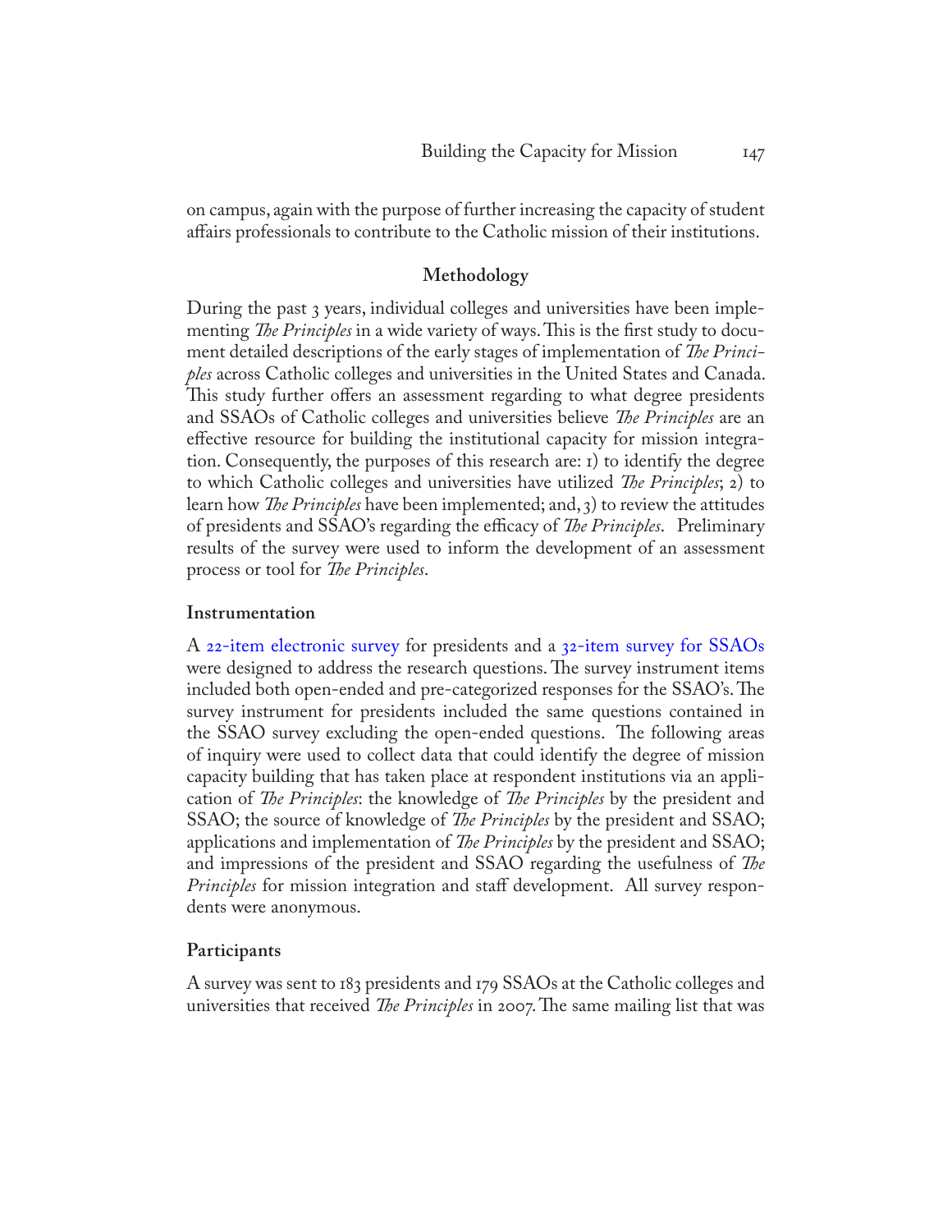on campus, again with the purpose of further increasing the capacity of student affairs professionals to contribute to the Catholic mission of their institutions.

## Methodology

During the past 3 years, individual colleges and universities have been implementing *The Principles* in a wide variety of ways. This is the first study to document detailed descriptions of the early stages of implementation of *The Principles* across Catholic colleges and universities in the United States and Canada. This study further offers an assessment regarding to what degree presidents and SSAOs of Catholic colleges and universities believe *The Principles* are an effective resource for building the institutional capacity for mission integration. Consequently, the purposes of this research are: 1) to identify the degree to which Catholic colleges and universities have utilized *The Principles*; 2) to learn how *The Principles* have been implemented; and, 3) to review the attitudes of presidents and SSAO's regarding the efficacy of *The Principles*. Preliminary results of the survey were used to inform the development of an assessment process or tool for *The Principles*.

### Instrumentation

A 22-item electronic survey for presidents and a 32-item survey for SSAOs were designed to address the research questions. The survey instrument items included both open-ended and pre-categorized responses for the SSAO's. The survey instrument for presidents included the same questions contained in the SSAO survey excluding the open-ended questions. The following areas of inquiry were used to collect data that could identify the degree of mission capacity building that has taken place at respondent institutions via an application of *The Principles*: the knowledge of *The Principles* by the president and SSAO; the source of knowledge of *The Principles* by the president and SSAO; applications and implementation of *The Principles* by the president and SSAO; and impressions of the president and SSAO regarding the usefulness of *The Principles* for mission integration and staff development. All survey respondents were anonymous.

### Participants

A survey was sent to 183 presidents and 179 SSAOs at the Catholic colleges and universities that received *The Principles* in 2007. The same mailing list that was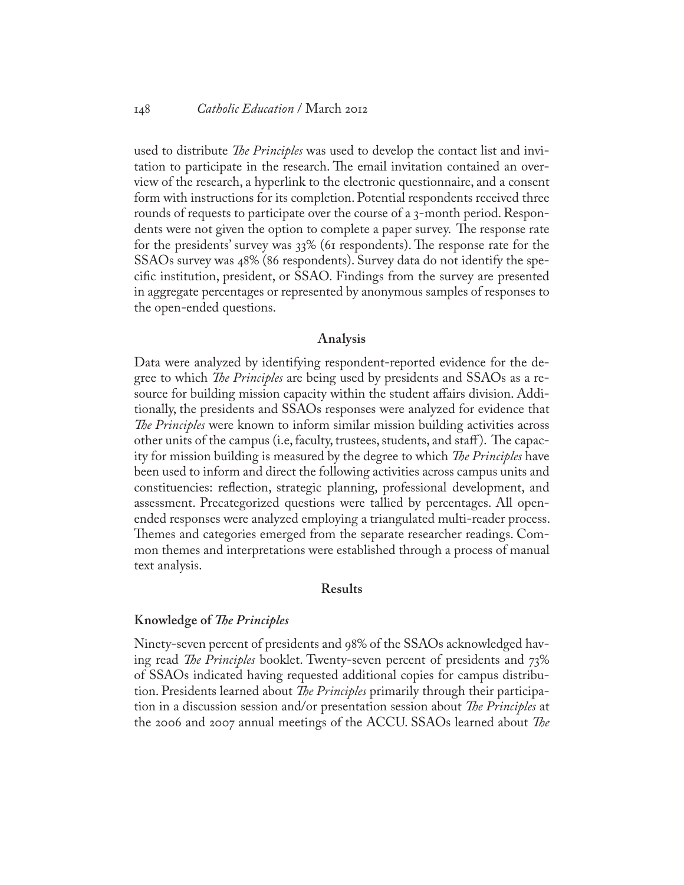used to distribute *The Principles* was used to develop the contact list and invitation to participate in the research. The email invitation contained an overview of the research, a hyperlink to the electronic questionnaire, and a consent form with instructions for its completion. Potential respondents received three rounds of requests to participate over the course of a 3-month period. Respondents were not given the option to complete a paper survey. The response rate for the presidents' survey was 33% (61 respondents). The response rate for the SSAOs survey was 48% (86 respondents). Survey data do not identify the specific institution, president, or SSAO. Findings from the survey are presented in aggregate percentages or represented by anonymous samples of responses to the open-ended questions.

## Analysis

Data were analyzed by identifying respondent-reported evidence for the degree to which *The Principles* are being used by presidents and SSAOs as a resource for building mission capacity within the student affairs division. Additionally, the presidents and SSAOs responses were analyzed for evidence that *The Principles* were known to inform similar mission building activities across other units of the campus (i.e, faculty, trustees, students, and staff). The capacity for mission building is measured by the degree to which *The Principles* have been used to inform and direct the following activities across campus units and constituencies: reflection, strategic planning, professional development, and assessment. Precategorized questions were tallied by percentages. All open-ended responses were analyzed employing a triangulated multi-reader process. Themes and categories emerged from the separate researcher readings. Common themes and interpretations were established through a process of manual text analysis.

## Results

### Knowledge of *The Principles*

Ninety-seven percent of presidents and 98% of the SSAOs acknowledged having read *The Principles* booklet. Twenty-seven percent of presidents and 73% of SSAOs indicated having requested additional copies for campus distribution. Presidents learned about *The Principles* primarily through their participation in a discussion session and/or presentation session about *The Principles* at the 2006 and 2007 annual meetings of the ACCU. SSAOs learned about *The*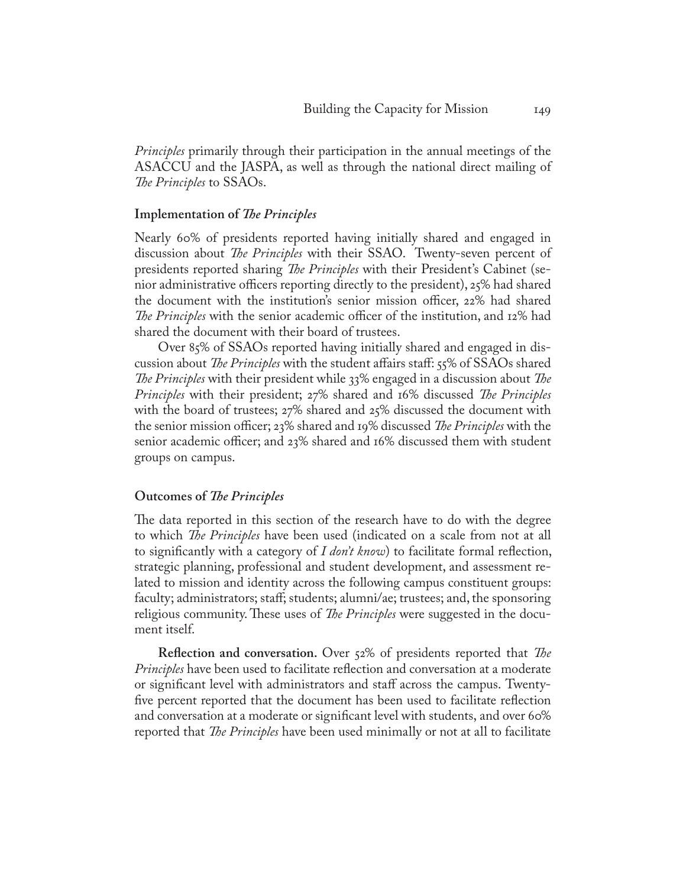*Principles* primarily through their participation in the annual meetings of the ASACCU and the JASPA, as well as through the national direct mailing of *The Principles* to SSAOs.

### Implementation of *The Principles*

Nearly 60% of presidents reported having initially shared and engaged in discussion about *The Principles* with their SSAO. Twenty-seven percent of presidents reported sharing *The Principles* with their President's Cabinet (senior administrative officers reporting directly to the president), 25% had shared the document with the institution's senior mission officer, 22% had shared *The Principles* with the senior academic officer of the institution, and 12% had shared the document with their board of trustees.

Over 85% of SSAOs reported having initially shared and engaged in discussion about *The Principles* with the student affairs staff: 55% of SSAOs shared *The Principles* with their president while 33% engaged in a discussion about *The Principles* with their president; 27% shared and 16% discussed *The Principles* with the board of trustees; 27% shared and 25% discussed the document with the senior mission officer; 23% shared and 19% discussed *The Principles* with the senior academic officer; and 23% shared and 16% discussed them with student groups on campus.

### Outcomes of *The Principles*

The data reported in this section of the research have to do with the degree to which *The Principles* have been used (indicated on a scale from not at all to significantly with a category of *I don't know*) to facilitate formal reflection, strategic planning, professional and student development, and assessment related to mission and identity across the following campus constituent groups: faculty; administrators; staff; students; alumni/ae; trustees; and, the sponsoring religious community. These uses of *The Principles* were suggested in the document itself.

**Reflection and conversation.** Over 52% of presidents reported that *The Principles* have been used to facilitate reflection and conversation at a moderate or significant level with administrators and staff across the campus. Twenty-five percent reported that the document has been used to facilitate reflection and conversation at a moderate or significant level with students, and over 60% reported that *The Principles* have been used minimally or not at all to facilitate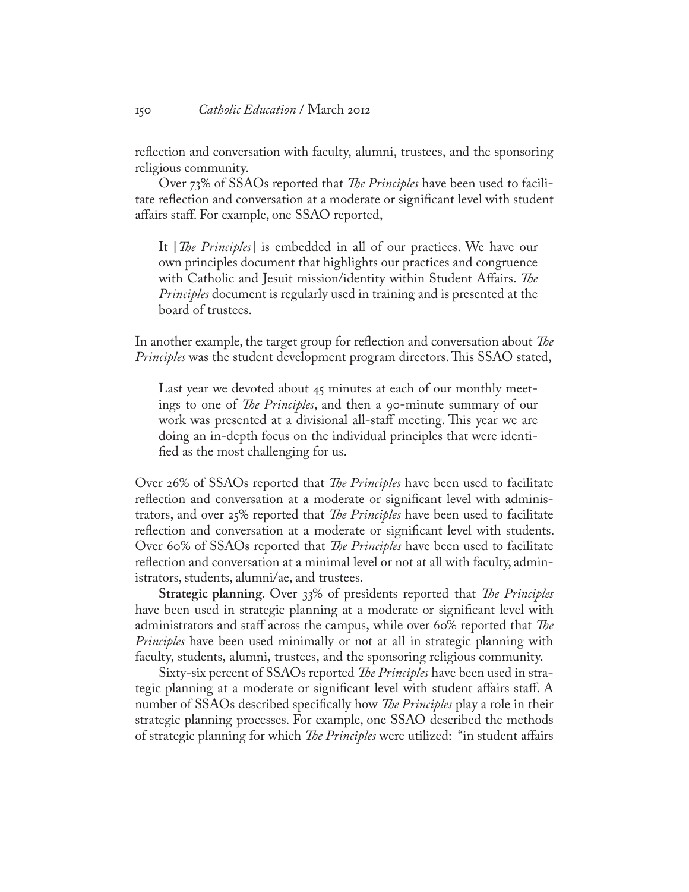reflection and conversation with faculty, alumni, trustees, and the sponsoring religious community.

Over 73% of SSAOs reported that *The Principles* have been used to facilitate reflection and conversation at a moderate or significant level with student affairs staff. For example, one SSAO reported,

> It [*The Principles*] is embedded in all of our practices. We have our own principles document that highlights our practices and congruence with Catholic and Jesuit mission/identity within Student Affairs. *The Principles* document is regularly used in training and is presented at the board of trustees.

In another example, the target group for reflection and conversation about *The Principles* was the student development program directors. This SSAO stated,

> Last year we devoted about 45 minutes at each of our monthly meetings to one of *The Principles*, and then a 90-minute summary of our work was presented at a divisional all-staff meeting. This year we are doing an in-depth focus on the individual principles that were identified as the most challenging for us.

Over 26% of SSAOs reported that *The Principles* have been used to facilitate reflection and conversation at a moderate or significant level with administrators, and over 25% reported that *The Principles* have been used to facilitate reflection and conversation at a moderate or significant level with students. Over 60% of SSAOs reported that *The Principles* have been used to facilitate reflection and conversation at a minimal level or not at all with faculty, administrators, students, alumni/ae, and trustees.

**Strategic planning.** Over 33% of presidents reported that *The Principles* have been used in strategic planning at a moderate or significant level with administrators and staff across the campus, while over 60% reported that *The Principles* have been used minimally or not at all in strategic planning with faculty, students, alumni, trustees, and the sponsoring religious community.

Sixty-six percent of SSAOs reported *The Principles* have been used in strategic planning at a moderate or significant level with student affairs staff. A number of SSAOs described specifically how *The Principles* play a role in their strategic planning processes. For example, one SSAO described the methods of strategic planning for which *The Principles* were utilized: "in student affairs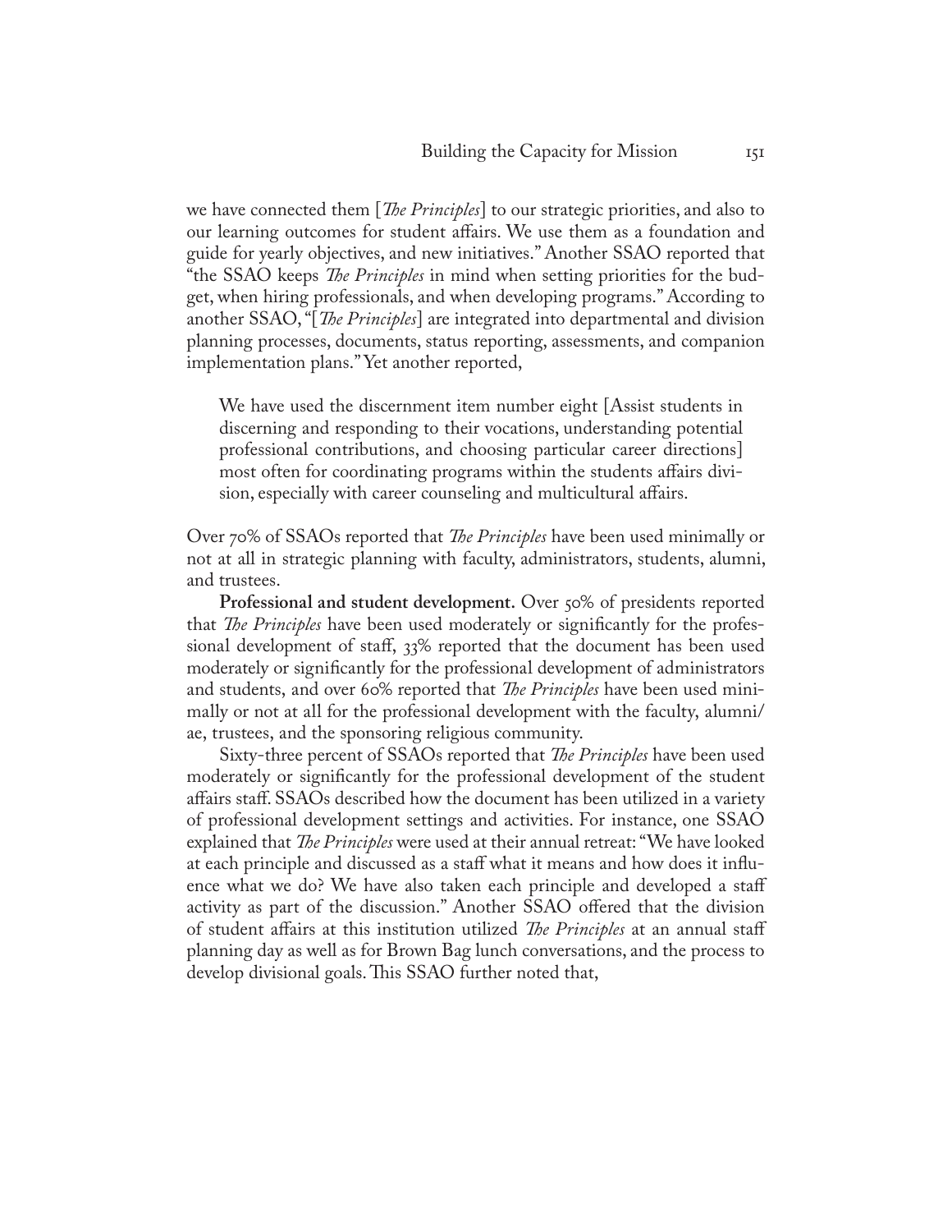we have connected them [*The Principles*] to our strategic priorities, and also to our learning outcomes for student affairs. We use them as a foundation and guide for yearly objectives, and new initiatives." Another SSAO reported that "the SSAO keeps *The Principles* in mind when setting priorities for the budget, when hiring professionals, and when developing programs." According to another SSAO, "[*The Principles*] are integrated into departmental and division planning processes, documents, status reporting, assessments, and companion implementation plans." Yet another reported,

> We have used the discernment item number eight [Assist students in discerning and responding to their vocations, understanding potential professional contributions, and choosing particular career directions] most often for coordinating programs within the students affairs division, especially with career counseling and multicultural affairs.

Over 70% of SSAOs reported that *The Principles* have been used minimally or not at all in strategic planning with faculty, administrators, students, alumni, and trustees.

**Professional and student development.** Over 50% of presidents reported that *The Principles* have been used moderately or significantly for the professional development of staff, 33% reported that the document has been used moderately or significantly for the professional development of administrators and students, and over 60% reported that *The Principles* have been used minimally or not at all for the professional development with the faculty, alumni/ae, trustees, and the sponsoring religious community.

Sixty-three percent of SSAOs reported that *The Principles* have been used moderately or significantly for the professional development of the student affairs staff. SSAOs described how the document has been utilized in a variety of professional development settings and activities. For instance, one SSAO explained that *The Principles* were used at their annual retreat: "We have looked at each principle and discussed as a staff what it means and how does it influence what we do? We have also taken each principle and developed a staff activity as part of the discussion." Another SSAO offered that the division of student affairs at this institution utilized *The Principles* at an annual staff planning day as well as for Brown Bag lunch conversations, and the process to develop divisional goals. This SSAO further noted that,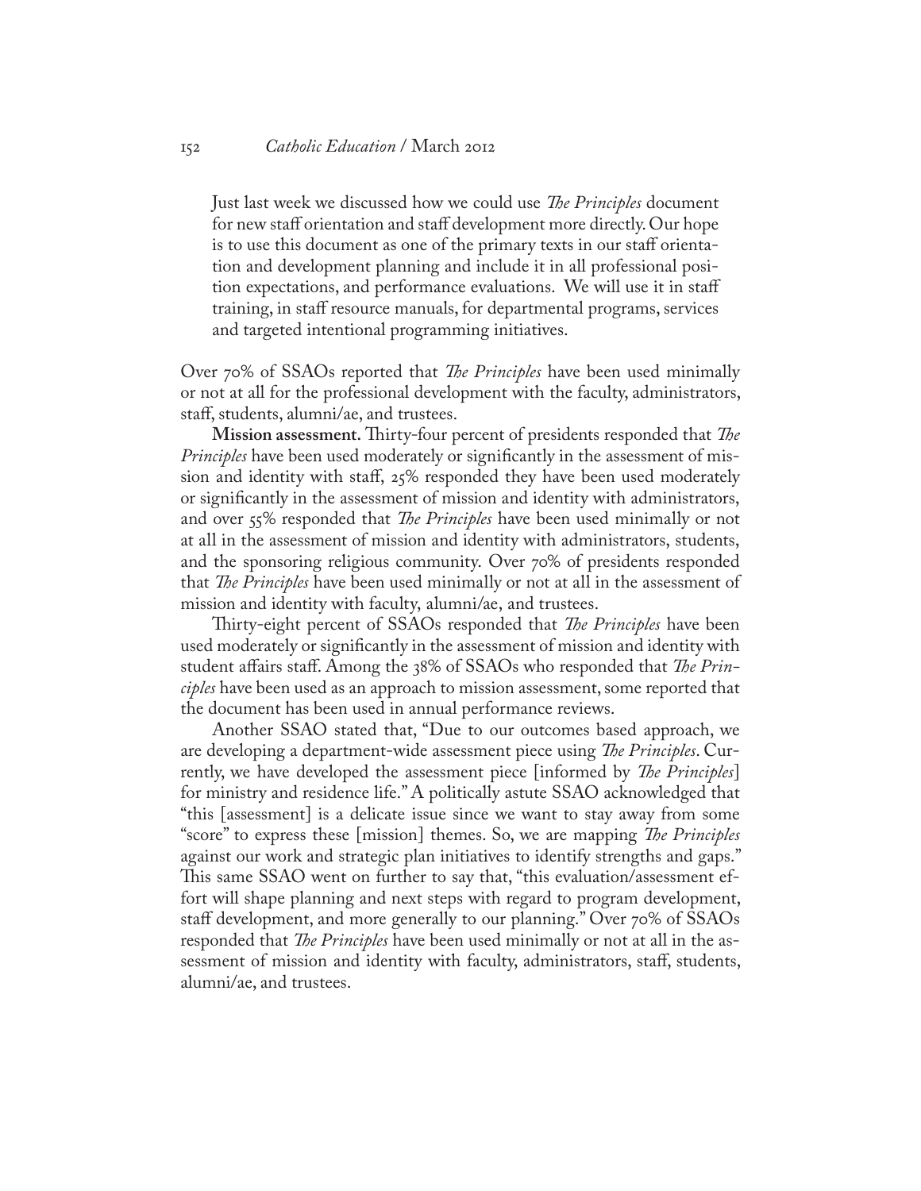> Just last week we discussed how we could use *The Principles* document for new staff orientation and staff development more directly. Our hope is to use this document as one of the primary texts in our staff orientation and development planning and include it in all professional position expectations, and performance evaluations. We will use it in staff training, in staff resource manuals, for departmental programs, services and targeted intentional programming initiatives.

Over 70% of SSAOs reported that *The Principles* have been used minimally or not at all for the professional development with the faculty, administrators, staff, students, alumni/ae, and trustees.

**Mission assessment.** Thirty-four percent of presidents responded that *The Principles* have been used moderately or significantly in the assessment of mission and identity with staff, 25% responded they have been used moderately or significantly in the assessment of mission and identity with administrators, and over 55% responded that *The Principles* have been used minimally or not at all in the assessment of mission and identity with administrators, students, and the sponsoring religious community. Over 70% of presidents responded that *The Principles* have been used minimally or not at all in the assessment of mission and identity with faculty, alumni/ae, and trustees.

Thirty-eight percent of SSAOs responded that *The Principles* have been used moderately or significantly in the assessment of mission and identity with student affairs staff. Among the 38% of SSAOs who responded that *The Principles* have been used as an approach to mission assessment, some reported that the document has been used in annual performance reviews.

Another SSAO stated that, "Due to our outcomes based approach, we are developing a department-wide assessment piece using *The Principles*. Currently, we have developed the assessment piece [informed by *The Principles*] for ministry and residence life." A politically astute SSAO acknowledged that "this [assessment] is a delicate issue since we want to stay away from some "score" to express these [mission] themes. So, we are mapping *The Principles* against our work and strategic plan initiatives to identify strengths and gaps." This same SSAO went on further to say that, "this evaluation/assessment effort will shape planning and next steps with regard to program development, staff development, and more generally to our planning." Over 70% of SSAOs responded that *The Principles* have been used minimally or not at all in the assessment of mission and identity with faculty, administrators, staff, students, alumni/ae, and trustees.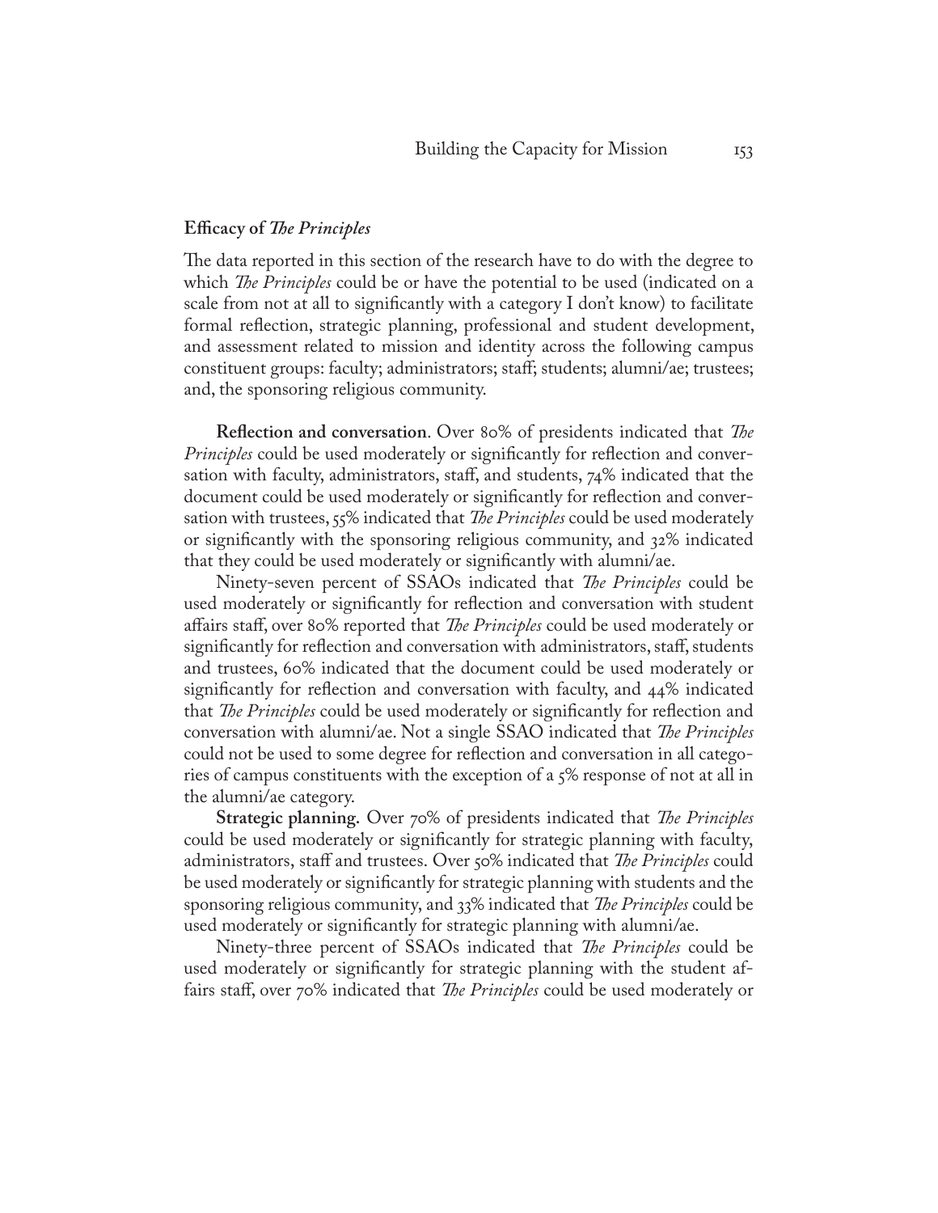### Efficacy of *The Principles*

The data reported in this section of the research have to do with the degree to which *The Principles* could be or have the potential to be used (indicated on a scale from not at all to significantly with a category I don't know) to facilitate formal reflection, strategic planning, professional and student development, and assessment related to mission and identity across the following campus constituent groups: faculty; administrators; staff; students; alumni/ae; trustees; and, the sponsoring religious community.

**Reflection and conversation**. Over 80% of presidents indicated that *The Principles* could be used moderately or significantly for reflection and conversation with faculty, administrators, staff, and students, 74% indicated that the document could be used moderately or significantly for reflection and conversation with trustees, 55% indicated that *The Principles* could be used moderately or significantly with the sponsoring religious community, and 32% indicated that they could be used moderately or significantly with alumni/ae.

Ninety-seven percent of SSAOs indicated that *The Principles* could be used moderately or significantly for reflection and conversation with student affairs staff, over 80% reported that *The Principles* could be used moderately or significantly for reflection and conversation with administrators, staff, students and trustees, 60% indicated that the document could be used moderately or significantly for reflection and conversation with faculty, and 44% indicated that *The Principles* could be used moderately or significantly for reflection and conversation with alumni/ae. Not a single SSAO indicated that *The Principles* could not be used to some degree for reflection and conversation in all categories of campus constituents with the exception of a 5% response of not at all in the alumni/ae category.

**Strategic planning.** Over 70% of presidents indicated that *The Principles* could be used moderately or significantly for strategic planning with faculty, administrators, staff and trustees. Over 50% indicated that *The Principles* could be used moderately or significantly for strategic planning with students and the sponsoring religious community, and 33% indicated that *The Principles* could be used moderately or significantly for strategic planning with alumni/ae.

Ninety-three percent of SSAOs indicated that *The Principles* could be used moderately or significantly for strategic planning with the student affairs staff, over 70% indicated that *The Principles* could be used moderately or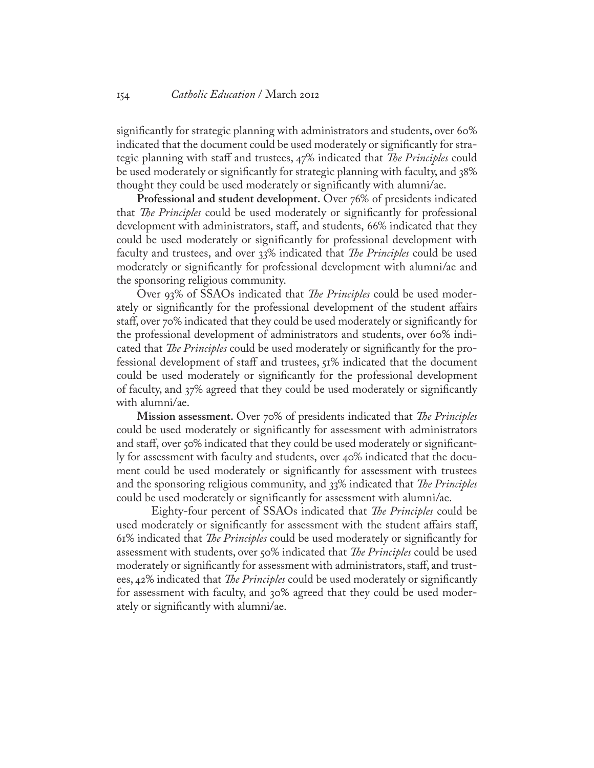significantly for strategic planning with administrators and students, over 60% indicated that the document could be used moderately or significantly for strategic planning with staff and trustees, 47% indicated that *The Principles* could be used moderately or significantly for strategic planning with faculty, and 38% thought they could be used moderately or significantly with alumni/ae.

**Professional and student development.** Over 76% of presidents indicated that *The Principles* could be used moderately or significantly for professional development with administrators, staff, and students, 66% indicated that they could be used moderately or significantly for professional development with faculty and trustees, and over 33% indicated that *The Principles* could be used moderately or significantly for professional development with alumni/ae and the sponsoring religious community.

Over 93% of SSAOs indicated that *The Principles* could be used moderately or significantly for the professional development of the student affairs staff, over 70% indicated that they could be used moderately or significantly for the professional development of administrators and students, over 60% indicated that *The Principles* could be used moderately or significantly for the professional development of staff and trustees, 51% indicated that the document could be used moderately or significantly for the professional development of faculty, and 37% agreed that they could be used moderately or significantly with alumni/ae.

**Mission assessment.** Over 70% of presidents indicated that *The Principles* could be used moderately or significantly for assessment with administrators and staff, over 50% indicated that they could be used moderately or significantly for assessment with faculty and students, over 40% indicated that the document could be used moderately or significantly for assessment with trustees and the sponsoring religious community, and 33% indicated that *The Principles* could be used moderately or significantly for assessment with alumni/ae.

Eighty-four percent of SSAOs indicated that *The Principles* could be used moderately or significantly for assessment with the student affairs staff, 61% indicated that *The Principles* could be used moderately or significantly for assessment with students, over 50% indicated that *The Principles* could be used moderately or significantly for assessment with administrators, staff, and trustees, 42% indicated that *The Principles* could be used moderately or significantly for assessment with faculty, and 30% agreed that they could be used moderately or significantly with alumni/ae.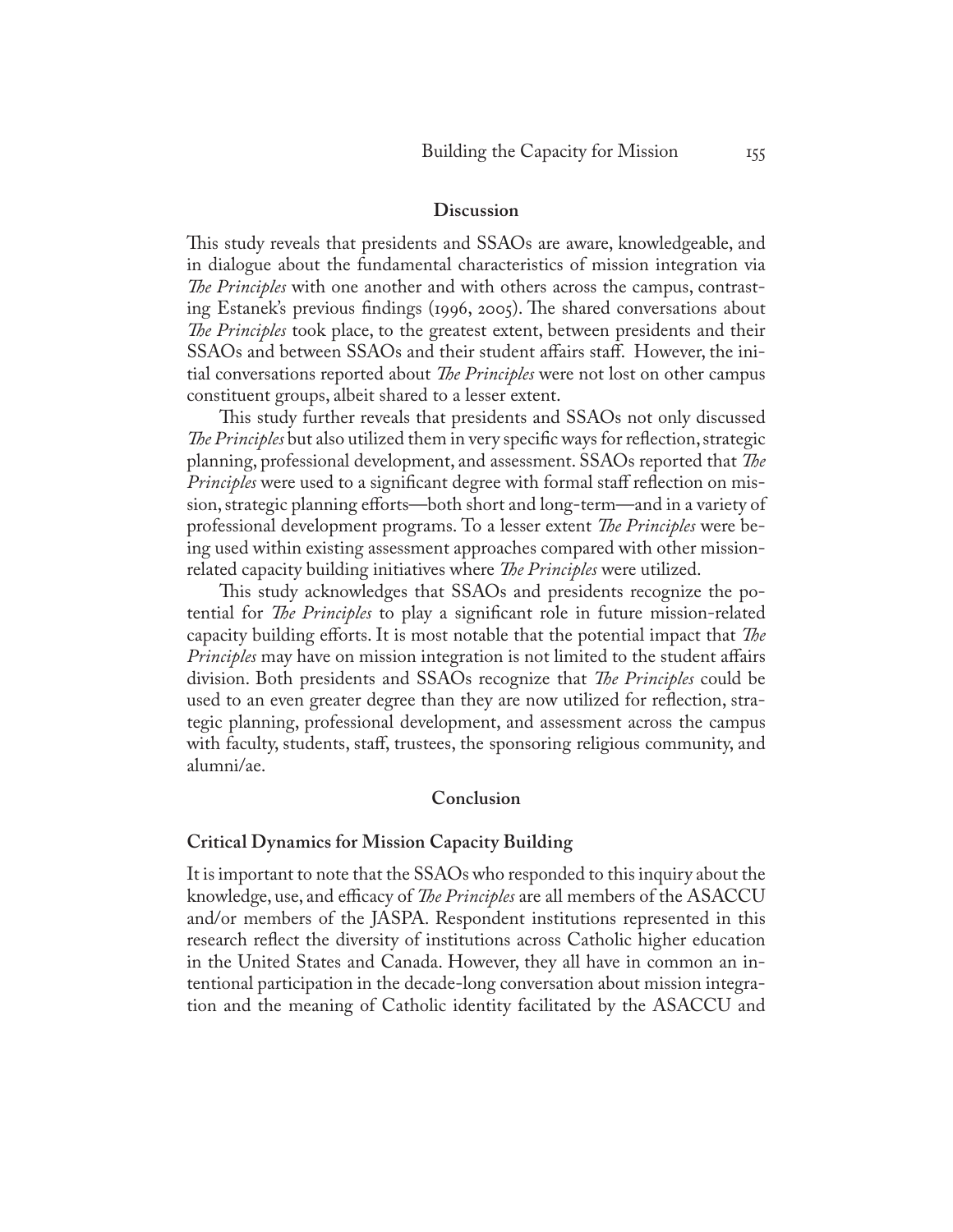## Discussion

This study reveals that presidents and SSAOs are aware, knowledgeable, and in dialogue about the fundamental characteristics of mission integration via *The Principles* with one another and with others across the campus, contrasting Estanek's previous findings (1996, 2005). The shared conversations about *The Principles* took place, to the greatest extent, between presidents and their SSAOs and between SSAOs and their student affairs staff. However, the initial conversations reported about *The Principles* were not lost on other campus constituent groups, albeit shared to a lesser extent.

This study further reveals that presidents and SSAOs not only discussed *The Principles* but also utilized them in very specific ways for reflection, strategic planning, professional development, and assessment. SSAOs reported that *The Principles* were used to a significant degree with formal staff reflection on mission, strategic planning efforts—both short and long-term—and in a variety of professional development programs. To a lesser extent *The Principles* were being used within existing assessment approaches compared with other mission-related capacity building initiatives where *The Principles* were utilized.

This study acknowledges that SSAOs and presidents recognize the potential for *The Principles* to play a significant role in future mission-related capacity building efforts. It is most notable that the potential impact that *The Principles* may have on mission integration is not limited to the student affairs division. Both presidents and SSAOs recognize that *The Principles* could be used to an even greater degree than they are now utilized for reflection, strategic planning, professional development, and assessment across the campus with faculty, students, staff, trustees, the sponsoring religious community, and alumni/ae.

## Conclusion

### Critical Dynamics for Mission Capacity Building

It is important to note that the SSAOs who responded to this inquiry about the knowledge, use, and efficacy of *The Principles* are all members of the ASACCU and/or members of the JASPA. Respondent institutions represented in this research reflect the diversity of institutions across Catholic higher education in the United States and Canada. However, they all have in common an intentional participation in the decade-long conversation about mission integration and the meaning of Catholic identity facilitated by the ASACCU and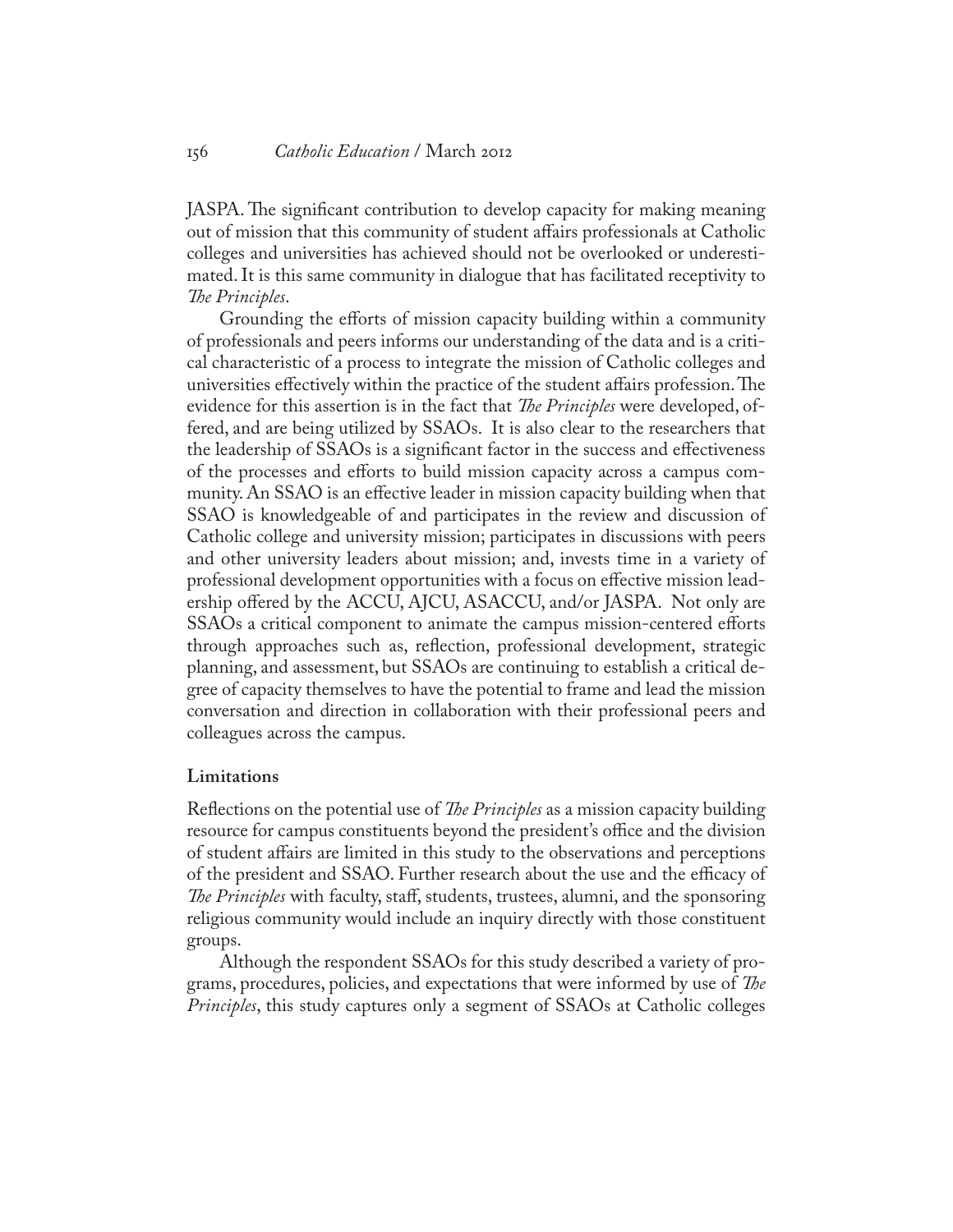JASPA. The significant contribution to develop capacity for making meaning out of mission that this community of student affairs professionals at Catholic colleges and universities has achieved should not be overlooked or underestimated. It is this same community in dialogue that has facilitated receptivity to *The Principles*.

Grounding the efforts of mission capacity building within a community of professionals and peers informs our understanding of the data and is a critical characteristic of a process to integrate the mission of Catholic colleges and universities effectively within the practice of the student affairs profession. The evidence for this assertion is in the fact that *The Principles* were developed, offered, and are being utilized by SSAOs. It is also clear to the researchers that the leadership of SSAOs is a significant factor in the success and effectiveness of the processes and efforts to build mission capacity across a campus community. An SSAO is an effective leader in mission capacity building when that SSAO is knowledgeable of and participates in the review and discussion of Catholic college and university mission; participates in discussions with peers and other university leaders about mission; and, invests time in a variety of professional development opportunities with a focus on effective mission leadership offered by the ACCU, AJCU, ASACCU, and/or JASPA. Not only are SSAOs a critical component to animate the campus mission-centered efforts through approaches such as, reflection, professional development, strategic planning, and assessment, but SSAOs are continuing to establish a critical degree of capacity themselves to have the potential to frame and lead the mission conversation and direction in collaboration with their professional peers and colleagues across the campus.

## Limitations

Reflections on the potential use of *The Principles* as a mission capacity building resource for campus constituents beyond the president's office and the division of student affairs are limited in this study to the observations and perceptions of the president and SSAO. Further research about the use and the efficacy of *The Principles* with faculty, staff, students, trustees, alumni, and the sponsoring religious community would include an inquiry directly with those constituent groups.

Although the respondent SSAOs for this study described a variety of programs, procedures, policies, and expectations that were informed by use of *The Principles*, this study captures only a segment of SSAOs at Catholic colleges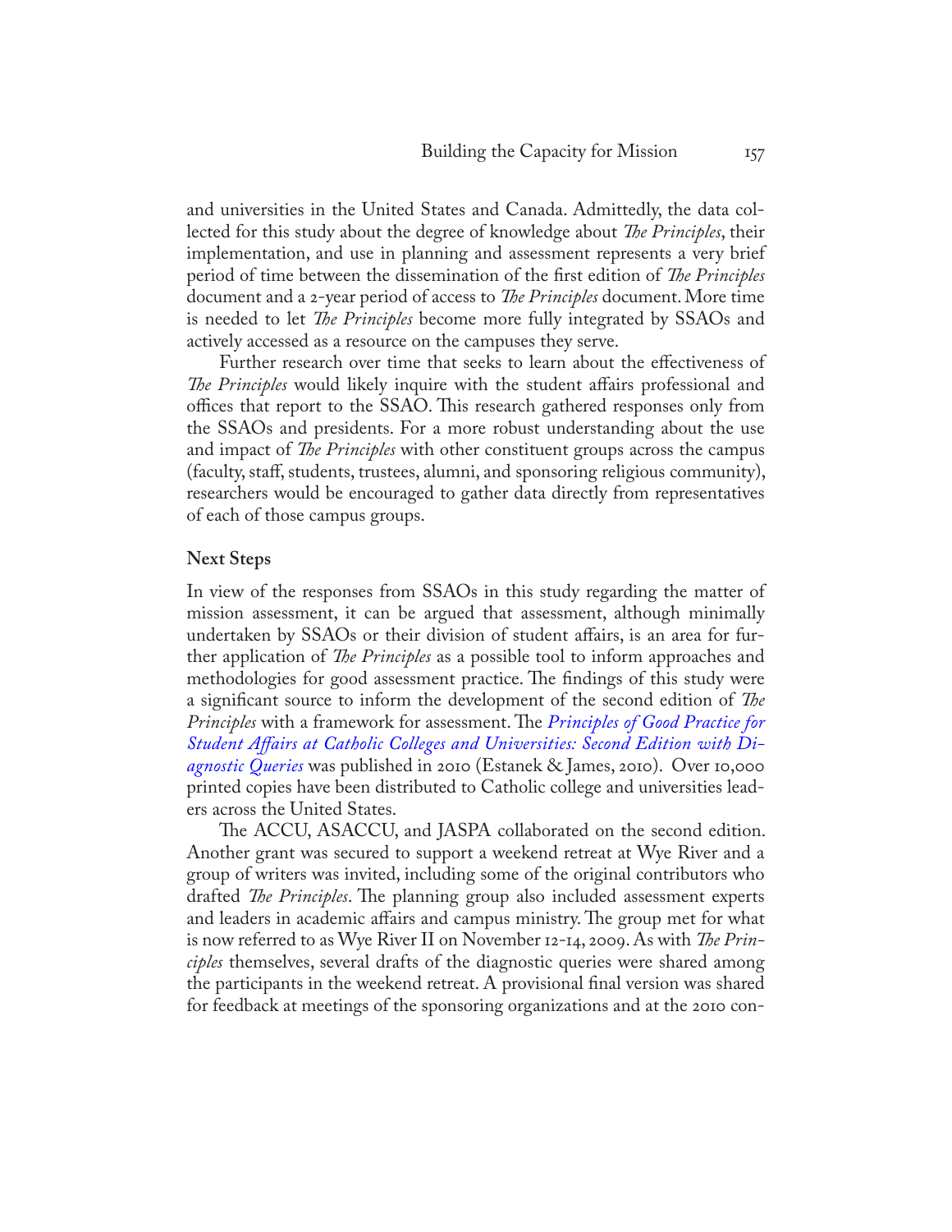and universities in the United States and Canada. Admittedly, the data collected for this study about the degree of knowledge about *The Principles*, their implementation, and use in planning and assessment represents a very brief period of time between the dissemination of the first edition of *The Principles* document and a 2-year period of access to *The Principles* document. More time is needed to let *The Principles* become more fully integrated by SSAOs and actively accessed as a resource on the campuses they serve.

Further research over time that seeks to learn about the effectiveness of *The Principles* would likely inquire with the student affairs professional and offices that report to the SSAO. This research gathered responses only from the SSAOs and presidents. For a more robust understanding about the use and impact of *The Principles* with other constituent groups across the campus (faculty, staff, students, trustees, alumni, and sponsoring religious community), researchers would be encouraged to gather data directly from representatives of each of those campus groups.

**Next Steps**

In view of the responses from SSAOs in this study regarding the matter of mission assessment, it can be argued that assessment, although minimally undertaken by SSAOs or their division of student affairs, is an area for further application of *The Principles* as a possible tool to inform approaches and methodologies for good assessment practice. The findings of this study were a significant source to inform the development of the second edition of *The Principles* with a framework for assessment. The *Principles of Good Practice for Student Affairs at Catholic Colleges and Universities: Second Edition with Diagnostic Queries* was published in 2010 (Estanek & James, 2010). Over 10,000 printed copies have been distributed to Catholic college and universities leaders across the United States.

The ACCU, ASACCU, and JASPA collaborated on the second edition. Another grant was secured to support a weekend retreat at Wye River and a group of writers was invited, including some of the original contributors who drafted *The Principles*. The planning group also included assessment experts and leaders in academic affairs and campus ministry. The group met for what is now referred to as Wye River II on November 12-14, 2009. As with *The Principles* themselves, several drafts of the diagnostic queries were shared among the participants in the weekend retreat. A provisional final version was shared for feedback at meetings of the sponsoring organizations and at the 2010 con-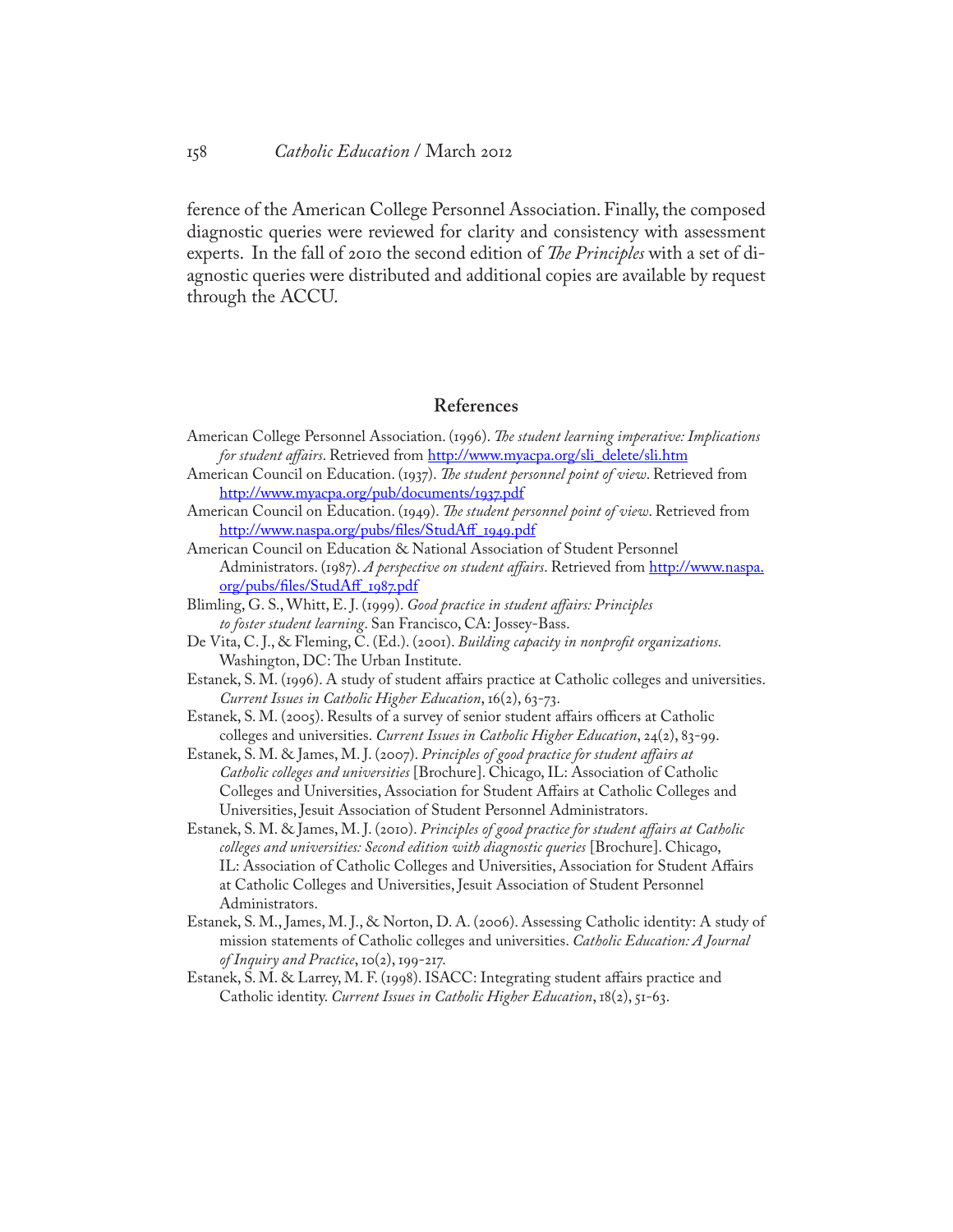ference of the American College Personnel Association. Finally, the composed diagnostic queries were reviewed for clarity and consistency with assessment experts. In the fall of 2010 the second edition of *The Principles* with a set of diagnostic queries were distributed and additional copies are available by request through the ACCU.

## References

American College Personnel Association. (1996). *The student learning imperative: Implications for student affairs*. Retrieved from http://www.myacpa.org/sli_delete/sli.htm

American Council on Education. (1937). *The student personnel point of view*. Retrieved from http://www.myacpa.org/pub/documents/1937.pdf

American Council on Education. (1949). *The student personnel point of view*. Retrieved from http://www.naspa.org/pubs/files/StudAff_1949.pdf

American Council on Education & National Association of Student Personnel Administrators. (1987). *A perspective on student affairs*. Retrieved from http://www.naspa.org/pubs/files/StudAff_1987.pdf

Blimling, G. S., Whitt, E. J. (1999). *Good practice in student affairs: Principles to foster student learning*. San Francisco, CA: Jossey-Bass.

De Vita, C. J., & Fleming, C. (Ed.). (2001). *Building capacity in nonprofit organizations.* Washington, DC: The Urban Institute.

Estanek, S. M. (1996). A study of student affairs practice at Catholic colleges and universities. *Current Issues in Catholic Higher Education*, 16(2), 63-73.

Estanek, S. M. (2005). Results of a survey of senior student affairs officers at Catholic colleges and universities. *Current Issues in Catholic Higher Education*, 24(2), 83-99.

Estanek, S. M. & James, M. J. (2007). *Principles of good practice for student affairs at Catholic colleges and universities* [Brochure]. Chicago, IL: Association of Catholic Colleges and Universities, Association for Student Affairs at Catholic Colleges and Universities, Jesuit Association of Student Personnel Administrators.

Estanek, S. M. & James, M. J. (2010). *Principles of good practice for student affairs at Catholic colleges and universities: Second edition with diagnostic queries* [Brochure]. Chicago, IL: Association of Catholic Colleges and Universities, Association for Student Affairs at Catholic Colleges and Universities, Jesuit Association of Student Personnel Administrators.

Estanek, S. M., James, M. J., & Norton, D. A. (2006). Assessing Catholic identity: A study of mission statements of Catholic colleges and universities. *Catholic Education: A Journal of Inquiry and Practice*, 10(2), 199-217.

Estanek, S. M. & Larrey, M. F. (1998). ISACC: Integrating student affairs practice and Catholic identity. *Current Issues in Catholic Higher Education*, 18(2), 51-63.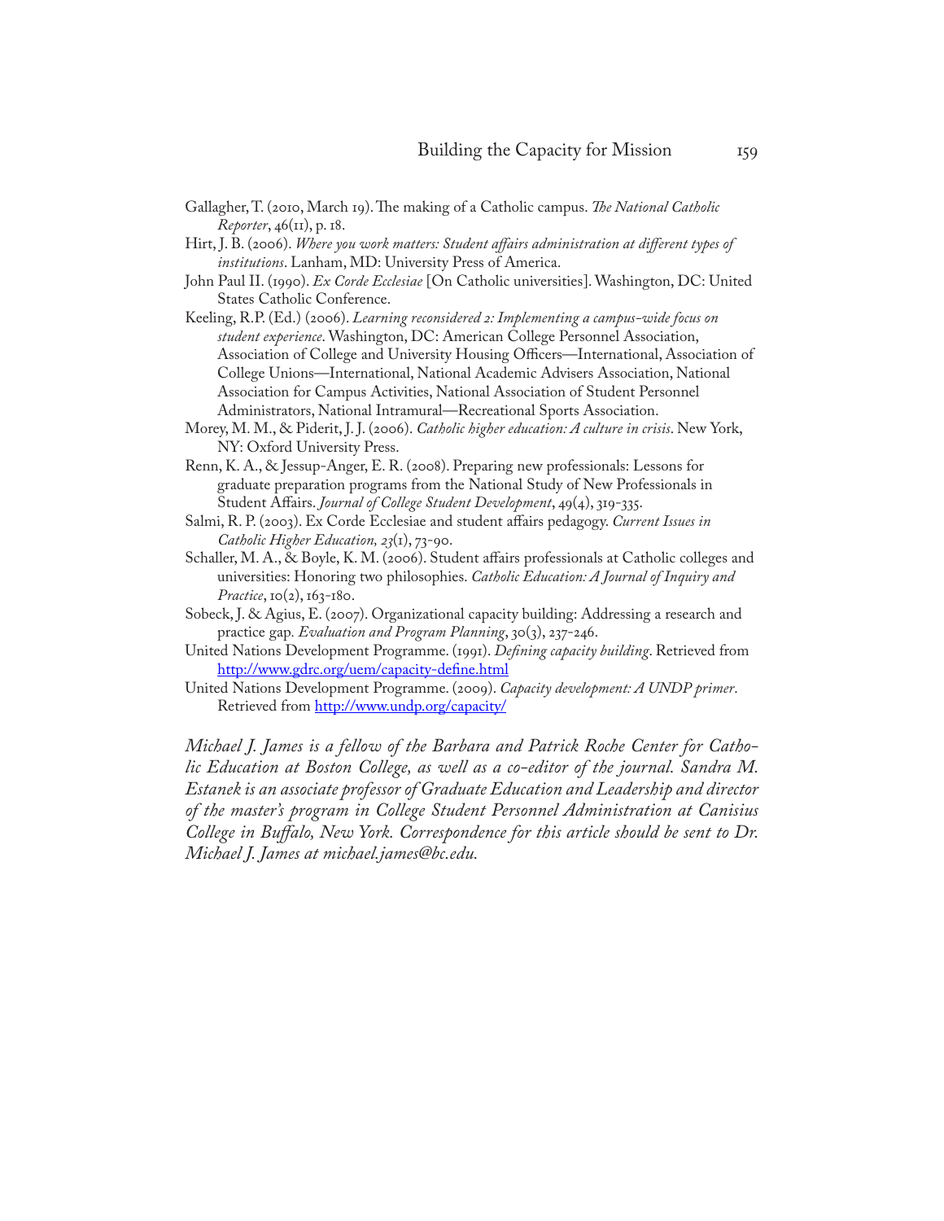Gallagher, T. (2010, March 19). The making of a Catholic campus. *The National Catholic Reporter*, 46(11), p. 18.

Hirt, J. B. (2006). *Where you work matters: Student affairs administration at different types of institutions*. Lanham, MD: University Press of America.

John Paul II. (1990). *Ex Corde Ecclesiae* [On Catholic universities]. Washington, DC: United States Catholic Conference.

Keeling, R.P. (Ed.) (2006). *Learning reconsidered 2: Implementing a campus-wide focus on student experience*. Washington, DC: American College Personnel Association, Association of College and University Housing Officers—International, Association of College Unions—International, National Academic Advisers Association, National Association for Campus Activities, National Association of Student Personnel Administrators, National Intramural—Recreational Sports Association.

Morey, M. M., & Piderit, J. J. (2006). *Catholic higher education: A culture in crisis*. New York, NY: Oxford University Press.

Renn, K. A., & Jessup-Anger, E. R. (2008). Preparing new professionals: Lessons for graduate preparation programs from the National Study of New Professionals in Student Affairs. *Journal of College Student Development*, 49(4), 319-335.

Salmi, R. P. (2003). Ex Corde Ecclesiae and student affairs pedagogy. *Current Issues in Catholic Higher Education, 23*(1), 73-90.

Schaller, M. A., & Boyle, K. M. (2006). Student affairs professionals at Catholic colleges and universities: Honoring two philosophies. *Catholic Education: A Journal of Inquiry and Practice*, 10(2), 163-180.

Sobeck, J. & Agius, E. (2007). Organizational capacity building: Addressing a research and practice gap. *Evaluation and Program Planning*, 30(3), 237-246.

United Nations Development Programme. (1991). *Defining capacity building*. Retrieved from http://www.gdrc.org/uem/capacity-define.html

United Nations Development Programme. (2009). *Capacity development: A UNDP primer*. Retrieved from http://www.undp.org/capacity/

*Michael J. James is a fellow of the Barbara and Patrick Roche Center for Catholic Education at Boston College, as well as a co-editor of the journal. Sandra M. Estanek is an associate professor of Graduate Education and Leadership and director of the master's program in College Student Personnel Administration at Canisius College in Buffalo, New York. Correspondence for this article should be sent to Dr. Michael J. James at michael.james@bc.edu.*